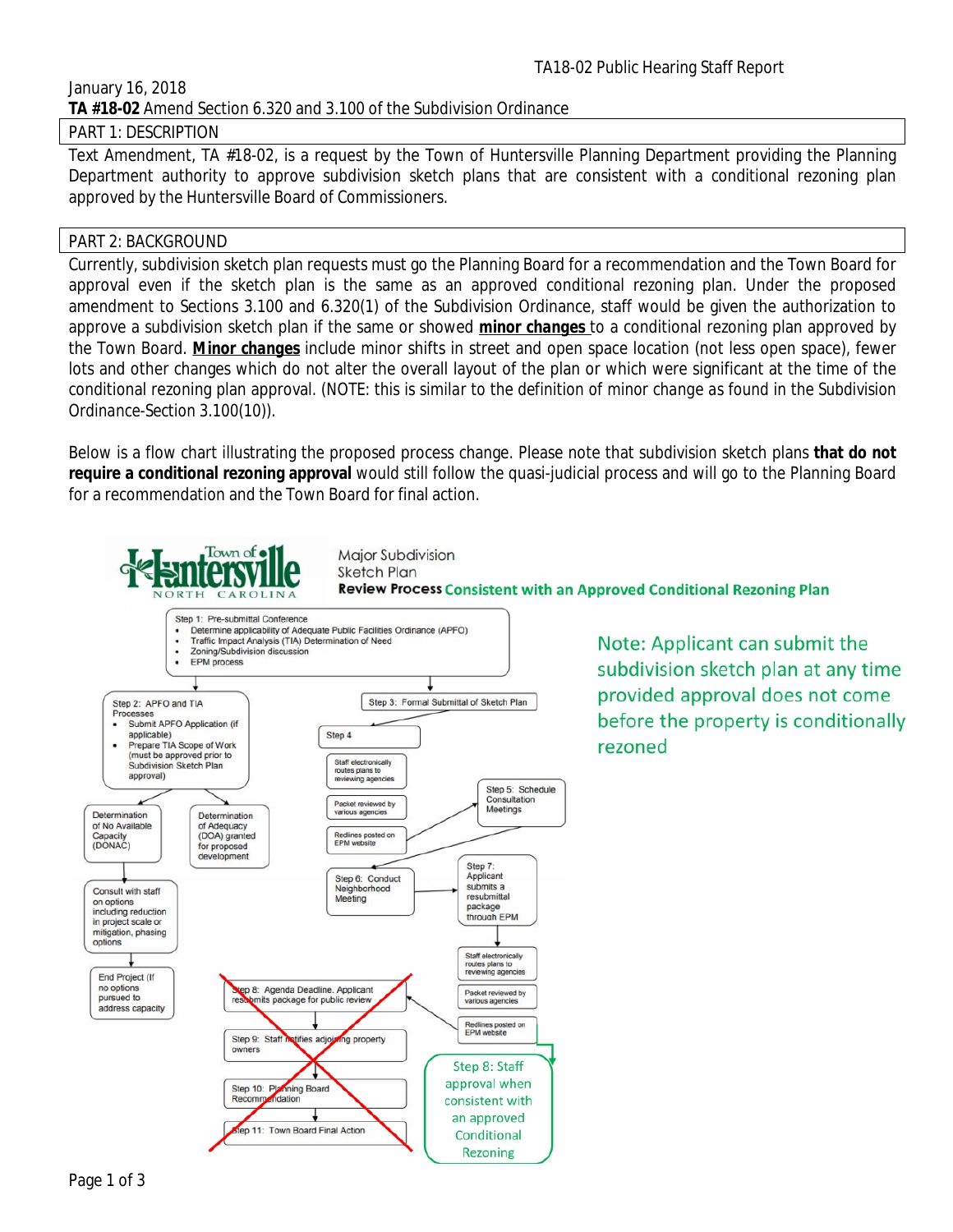TA18-02 Public Hearing Staff Report

January 16, 2018

**TA #18-02** Amend Section 6.320 and 3.100 of the Subdivision Ordinance

## PART 1: DESCRIPTION

Text Amendment, TA #18-02, is a request by the Town of Huntersville Planning Department providing the Planning Department authority to approve subdivision sketch plans that are consistent with a conditional rezoning plan approved by the Huntersville Board of Commissioners.

## PART 2: BACKGROUND

Currently, subdivision sketch plan requests must go the Planning Board for a recommendation and the Town Board for approval even if the sketch plan is the same as an approved conditional rezoning plan. Under the proposed amendment to Sections 3.100 and 6.320(1) of the Subdivision Ordinance, staff would be given the authorization to approve a subdivision sketch plan if the same or showed **minor changes** to a conditional rezoning plan approved by the Town Board. **Minor changes** include minor shifts in street and open space location (not less open space), fewer lots and other changes which do not alter the overall layout of the plan or which were significant at the time of the conditional rezoning plan approval. (NOTE: this is similar to the definition of minor change as found in the Subdivision Ordinance-Section 3.100(10)).

Below is a flow chart illustrating the proposed process change. Please note that subdivision sketch plans **that do not require a conditional rezoning approval** would still follow the quasi-judicial process and will go to the Planning Board for a recommendation and the Town Board for final action.

Town of Huntersville North Carolina

Major Subdivision Sketch Plan **Review Process** Consistent with an Approved Conditional Rezoning Plan

Note: Applicant can submit the subdivision sketch plan at any time provided approval does not come before the property is conditionally rezoned

Step 1: Pre-submittal Conference
- Determine applicability of Adequate Public Facilities Ordinance (APFO)
- Traffic Impact Analysis (TIA) Determination of Need
- Zoning/Subdivision discussion
- EPM process

Step 2: APFO and TIA Processes
- Submit APFO Application (if applicable)
- Prepare TIA Scope of Work (must be approved prior to Subdivision Sketch Plan approval)

Determination of No Available Capacity (DONAC)

Consult with staff on options including reduction in project scale or mitigation, phasing options

End Project (If no options pursued to address capacity

Determination of Adequacy (DOA) granted for proposed development

Step 3: Formal Submittal of Sketch Plan

Step 4

Staff electronically routes plans to reviewing agencies

Packet reviewed by various agencies

Redlines posted on EPM website

Step 5: Schedule Consultation Meetings

Step 6: Conduct Neighborhood Meeting

Step 7: Applicant submits a resubmittal package through EPM

Staff electronically routes plans to reviewing agencies

Packet reviewed by various agencies

Redlines posted on EPM website

~~Step 8: Agenda Deadline. Applicant resubmits package for public review~~

~~Step 9: Staff notifies adjoining property owners~~

~~Step 10: Planning Board Recommendation~~

~~Step 11: Town Board Final Action~~

Step 8: Staff approval when consistent with an approved Conditional Rezoning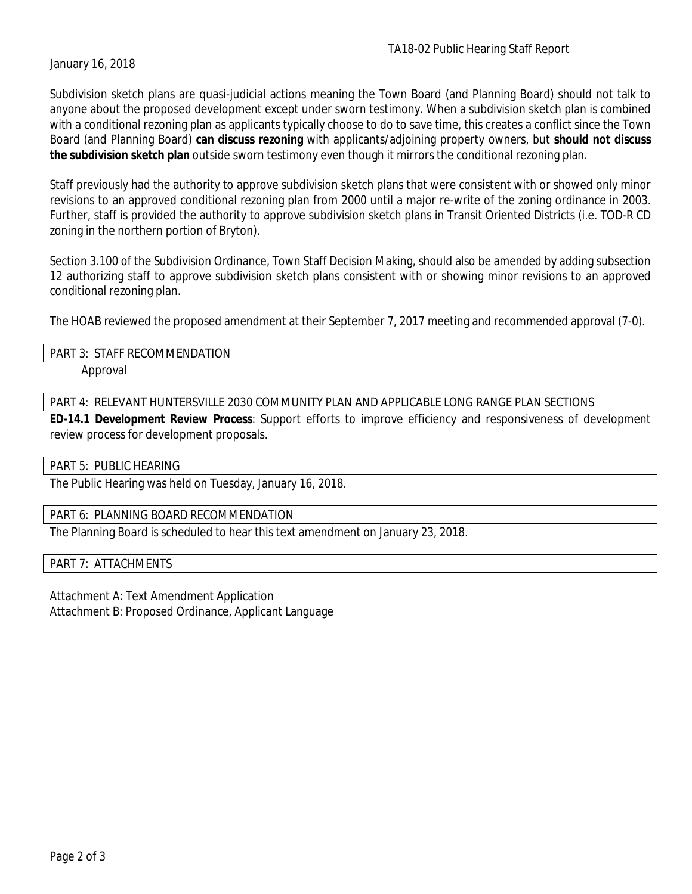Subdivision sketch plans are quasi-judicial actions meaning the Town Board (and Planning Board) should not talk to anyone about the proposed development except under sworn testimony. When a subdivision sketch plan is combined with a conditional rezoning plan as applicants typically choose to do to save time, this creates a conflict since the Town Board (and Planning Board) **can discuss rezoning** with applicants/adjoining property owners, but **should not discuss the subdivision sketch plan** outside sworn testimony even though it mirrors the conditional rezoning plan.

Staff previously had the authority to approve subdivision sketch plans that were consistent with or showed only minor revisions to an approved conditional rezoning plan from 2000 until a major re-write of the zoning ordinance in 2003. Further, staff is provided the authority to approve subdivision sketch plans in Transit Oriented Districts (i.e. TOD-R CD zoning in the northern portion of Bryton).

Section 3.100 of the Subdivision Ordinance, Town Staff Decision Making, should also be amended by adding subsection 12 authorizing staff to approve subdivision sketch plans consistent with or showing minor revisions to an approved conditional rezoning plan.

The HOAB reviewed the proposed amendment at their September 7, 2017 meeting and recommended approval (7-0).

## PART 3: STAFF RECOMMENDATION

Approval

## PART 4: RELEVANT HUNTERSVILLE 2030 COMMUNITY PLAN AND APPLICABLE LONG RANGE PLAN SECTIONS

**ED-14.1 Development Review Process**: Support efforts to improve efficiency and responsiveness of development review process for development proposals.

## PART 5: PUBLIC HEARING

The Public Hearing was held on Tuesday, January 16, 2018.

## PART 6: PLANNING BOARD RECOMMENDATION

The Planning Board is scheduled to hear this text amendment on January 23, 2018.

## PART 7: ATTACHMENTS

Attachment A: Text Amendment Application
Attachment B: Proposed Ordinance, Applicant Language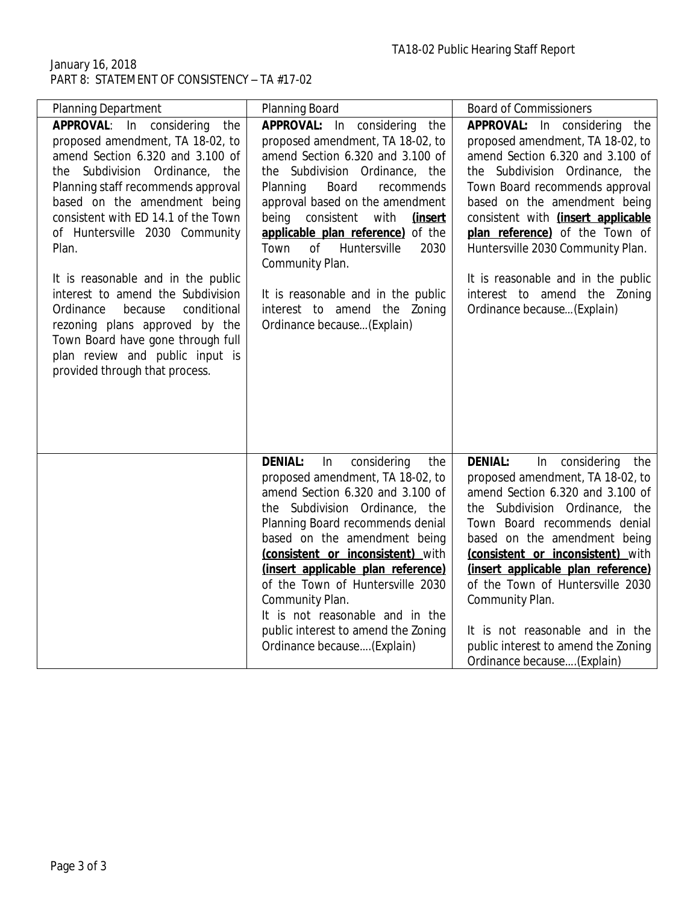TA18-02 Public Hearing Staff Report

January 16, 2018
PART 8: STATEMENT OF CONSISTENCY – TA #17-02

| Planning Department | Planning Board | Board of Commissioners |
|---|---|---|
| **APPROVAL**: In considering the proposed amendment, TA 18-02, to amend Section 6.320 and 3.100 of the Subdivision Ordinance, the Planning staff recommends approval based on the amendment being consistent with ED 14.1 of the Town of Huntersville 2030 Community Plan.<br><br>It is reasonable and in the public interest to amend the Subdivision Ordinance because conditional rezoning plans approved by the Town Board have gone through full plan review and public input is provided through that process. | **APPROVAL:** In considering the proposed amendment, TA 18-02, to amend Section 6.320 and 3.100 of the Subdivision Ordinance, the Planning Board recommends approval based on the amendment being consistent with **(insert applicable plan reference)** of the Town of Huntersville 2030 Community Plan.<br><br>It is reasonable and in the public interest to amend the Zoning Ordinance because…(Explain) | **APPROVAL:** In considering the proposed amendment, TA 18-02, to amend Section 6.320 and 3.100 of the Subdivision Ordinance, the Town Board recommends approval based on the amendment being consistent with **(insert applicable plan reference)** of the Town of Huntersville 2030 Community Plan.<br><br>It is reasonable and in the public interest to amend the Zoning Ordinance because…(Explain) |
| | **DENIAL:** In considering the proposed amendment, TA 18-02, to amend Section 6.320 and 3.100 of the Subdivision Ordinance, the Planning Board recommends denial based on the amendment being **(consistent or inconsistent)** with **(insert applicable plan reference)** of the Town of Huntersville 2030 Community Plan.<br>It is not reasonable and in the public interest to amend the Zoning Ordinance because….(Explain) | **DENIAL:** In considering the proposed amendment, TA 18-02, to amend Section 6.320 and 3.100 of the Subdivision Ordinance, the Town Board recommends denial based on the amendment being **(consistent or inconsistent)** with **(insert applicable plan reference)** of the Town of Huntersville 2030 Community Plan.<br><br>It is not reasonable and in the public interest to amend the Zoning Ordinance because….(Explain) |